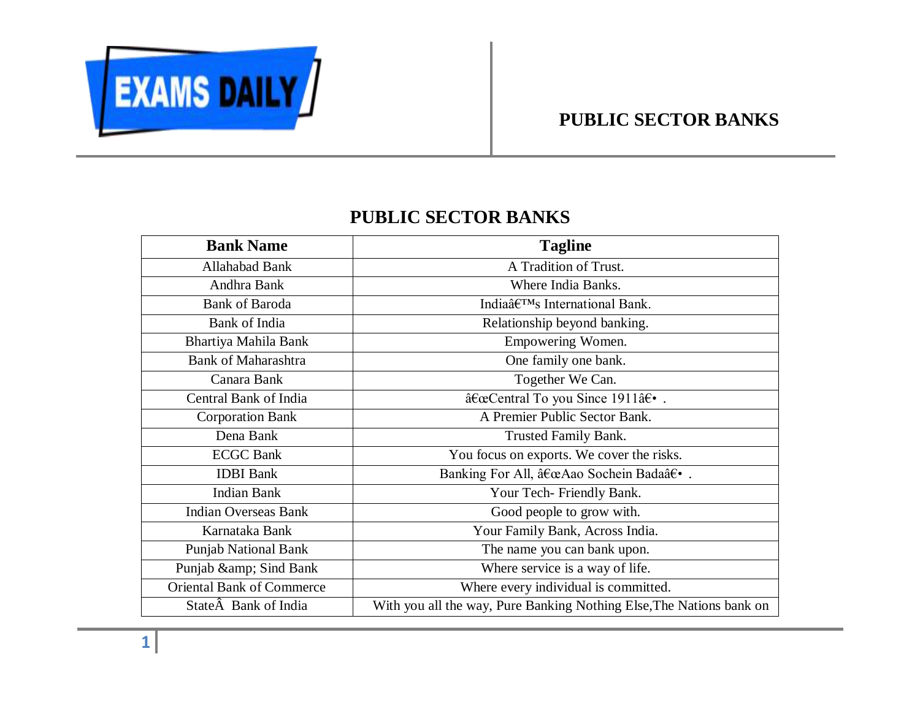# PUBLIC SECTOR BANKS

| Bank Name | Tagline |
|---|---|
| Allahabad Bank | A Tradition of Trust. |
| Andhra Bank | Where India Banks. |
| Bank of Baroda | Indiaâ€™s International Bank. |
| Bank of India | Relationship beyond banking. |
| Bhartiya Mahila Bank | Empowering Women. |
| Bank of Maharashtra | One family one bank. |
| Canara Bank | Together We Can. |
| Central Bank of India | â€œCentral To you Since 1911â€• . |
| Corporation Bank | A Premier Public Sector Bank. |
| Dena Bank | Trusted Family Bank. |
| ECGC Bank | You focus on exports. We cover the risks. |
| IDBI Bank | Banking For All, â€œAao Sochein Badaâ€• . |
| Indian Bank | Your Tech- Friendly Bank. |
| Indian Overseas Bank | Good people to grow with. |
| Karnataka Bank | Your Family Bank, Across India. |
| Punjab National Bank | The name you can bank upon. |
| Punjab &amp; Sind Bank | Where service is a way of life. |
| Oriental Bank of Commerce | Where every individual is committed. |
| StateÂ  Bank of India | With you all the way, Pure Banking Nothing Else,The Nations bank on |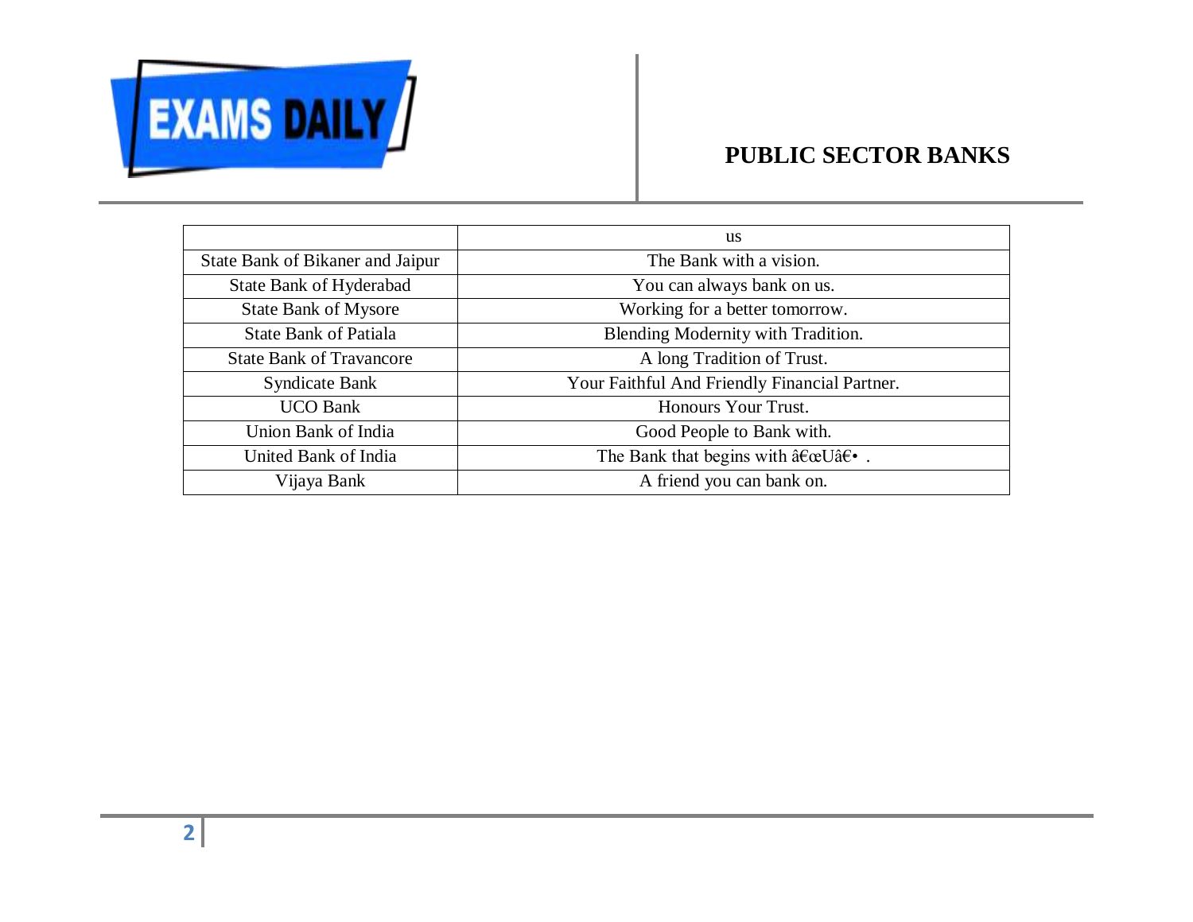| | |
|---|---|
| | us |
| State Bank of Bikaner and Jaipur | The Bank with a vision. |
| State Bank of Hyderabad | You can always bank on us. |
| State Bank of Mysore | Working for a better tomorrow. |
| State Bank of Patiala | Blending Modernity with Tradition. |
| State Bank of Travancore | A long Tradition of Trust. |
| Syndicate Bank | Your Faithful And Friendly Financial Partner. |
| UCO Bank | Honours Your Trust. |
| Union Bank of India | Good People to Bank with. |
| United Bank of India | The Bank that begins with â€œUâ€• . |
| Vijaya Bank | A friend you can bank on. |